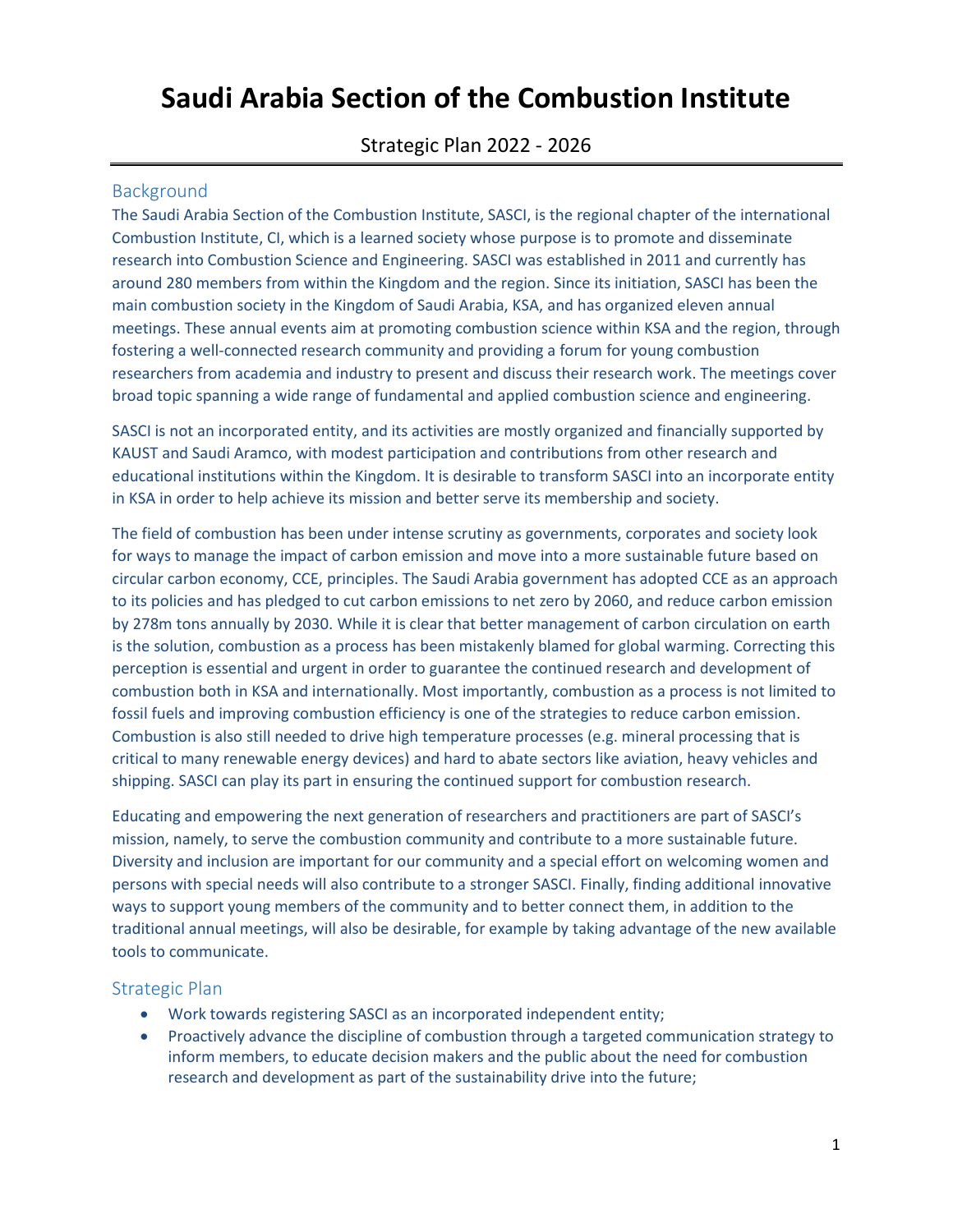# Saudi Arabia Section of the Combustion Institute

Strategic Plan 2022 - 2026

## Background

The Saudi Arabia Section of the Combustion Institute, SASCI, is the regional chapter of the international Combustion Institute, CI, which is a learned society whose purpose is to promote and disseminate research into Combustion Science and Engineering. SASCI was established in 2011 and currently has around 280 members from within the Kingdom and the region. Since its initiation, SASCI has been the main combustion society in the Kingdom of Saudi Arabia, KSA, and has organized eleven annual meetings. These annual events aim at promoting combustion science within KSA and the region, through fostering a well-connected research community and providing a forum for young combustion researchers from academia and industry to present and discuss their research work. The meetings cover broad topic spanning a wide range of fundamental and applied combustion science and engineering.

SASCI is not an incorporated entity, and its activities are mostly organized and financially supported by KAUST and Saudi Aramco, with modest participation and contributions from other research and educational institutions within the Kingdom. It is desirable to transform SASCI into an incorporate entity in KSA in order to help achieve its mission and better serve its membership and society.

The field of combustion has been under intense scrutiny as governments, corporates and society look for ways to manage the impact of carbon emission and move into a more sustainable future based on circular carbon economy, CCE, principles. The Saudi Arabia government has adopted CCE as an approach to its policies and has pledged to cut carbon emissions to net zero by 2060, and reduce carbon emission by 278m tons annually by 2030. While it is clear that better management of carbon circulation on earth is the solution, combustion as a process has been mistakenly blamed for global warming. Correcting this perception is essential and urgent in order to guarantee the continued research and development of combustion both in KSA and internationally. Most importantly, combustion as a process is not limited to fossil fuels and improving combustion efficiency is one of the strategies to reduce carbon emission. Combustion is also still needed to drive high temperature processes (e.g. mineral processing that is critical to many renewable energy devices) and hard to abate sectors like aviation, heavy vehicles and shipping. SASCI can play its part in ensuring the continued support for combustion research.

Educating and empowering the next generation of researchers and practitioners are part of SASCI's mission, namely, to serve the combustion community and contribute to a more sustainable future. Diversity and inclusion are important for our community and a special effort on welcoming women and persons with special needs will also contribute to a stronger SASCI. Finally, finding additional innovative ways to support young members of the community and to better connect them, in addition to the traditional annual meetings, will also be desirable, for example by taking advantage of the new available tools to communicate.

## Strategic Plan

- Work towards registering SASCI as an incorporated independent entity;
- Proactively advance the discipline of combustion through a targeted communication strategy to inform members, to educate decision makers and the public about the need for combustion research and development as part of the sustainability drive into the future;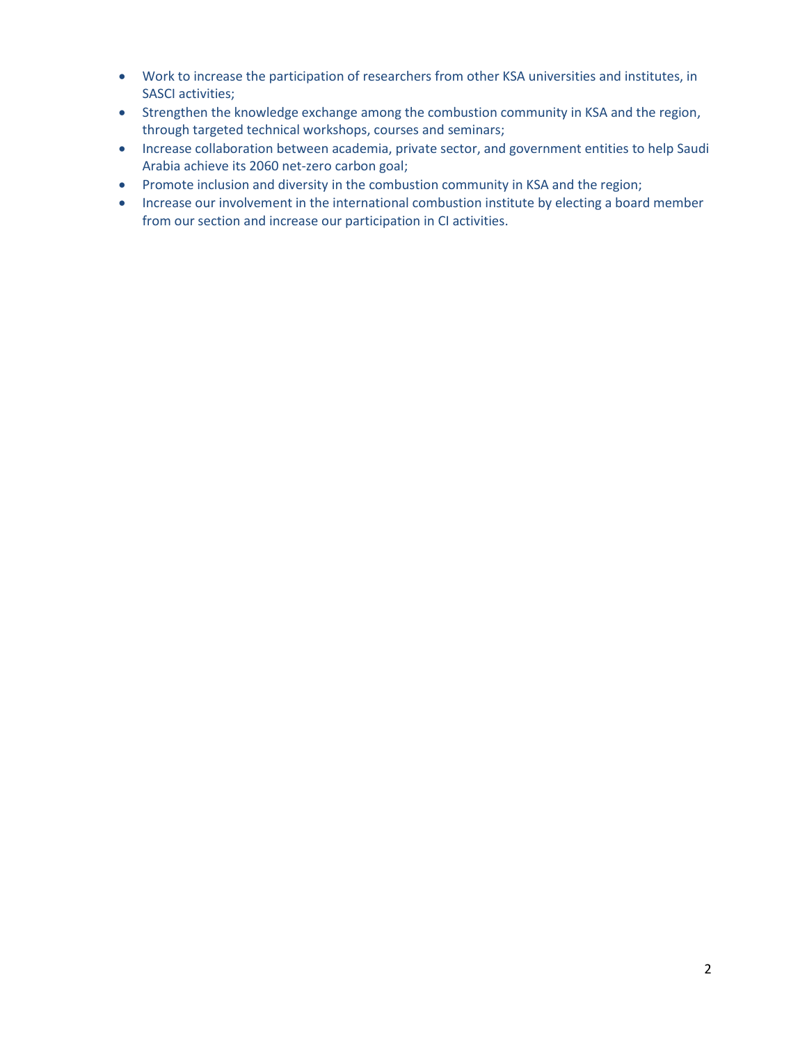- Work to increase the participation of researchers from other KSA universities and institutes, in SASCI activities;
- Strengthen the knowledge exchange among the combustion community in KSA and the region, through targeted technical workshops, courses and seminars;
- Increase collaboration between academia, private sector, and government entities to help Saudi Arabia achieve its 2060 net-zero carbon goal;
- Promote inclusion and diversity in the combustion community in KSA and the region;
- Increase our involvement in the international combustion institute by electing a board member from our section and increase our participation in CI activities.